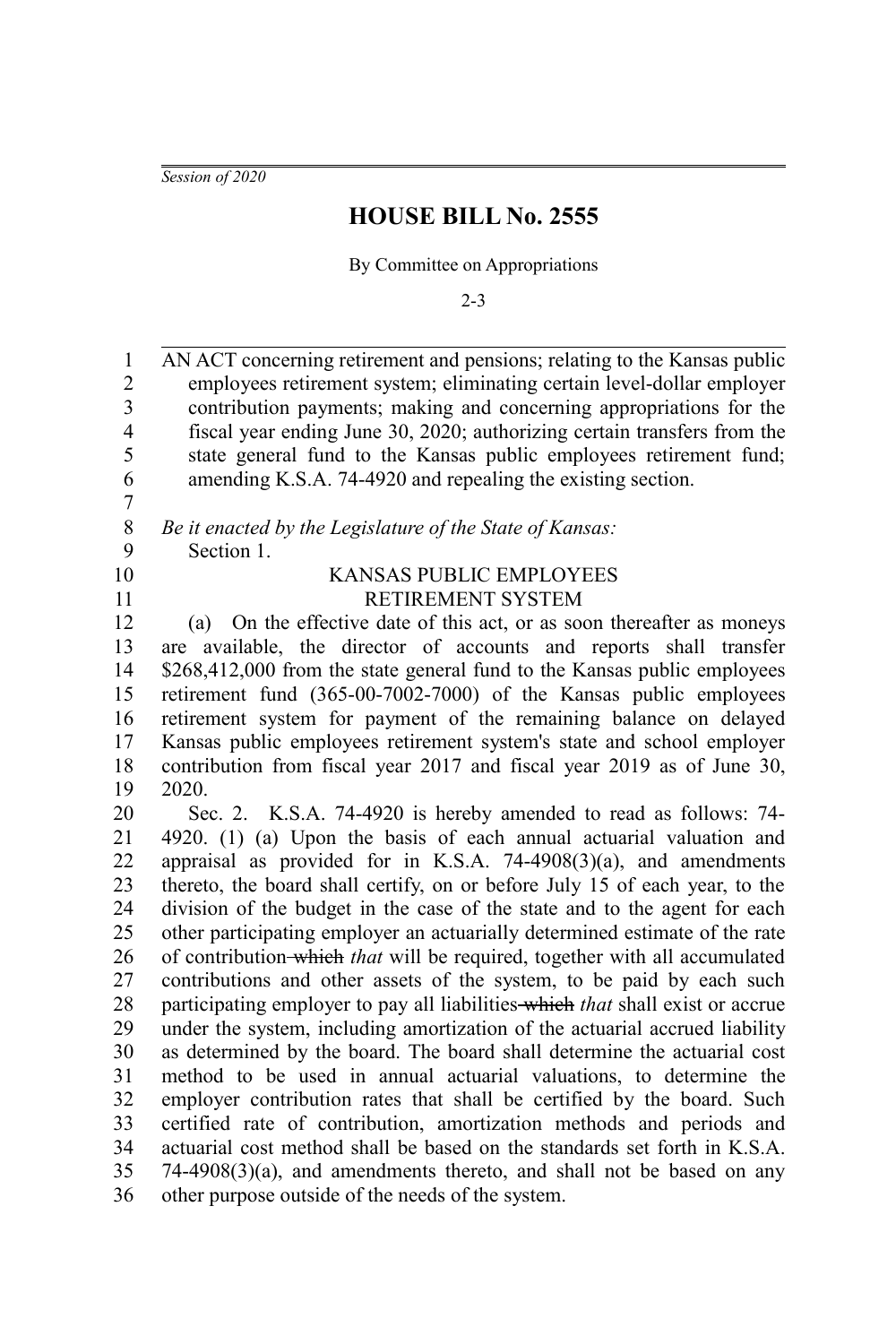*Session of 2020*

# HOUSE BILL No. 2555

By Committee on Appropriations

2-3

AN ACT concerning retirement and pensions; relating to the Kansas public employees retirement system; eliminating certain level-dollar employer contribution payments; making and concerning appropriations for the fiscal year ending June 30, 2020; authorizing certain transfers from the state general fund to the Kansas public employees retirement fund; amending K.S.A. 74-4920 and repealing the existing section.

*Be it enacted by the Legislature of the State of Kansas:*

Section 1.

KANSAS PUBLIC EMPLOYEES RETIREMENT SYSTEM

(a) On the effective date of this act, or as soon thereafter as moneys are available, the director of accounts and reports shall transfer $268,412,000 from the state general fund to the Kansas public employees retirement fund (365-00-7002-7000) of the Kansas public employees retirement system for payment of the remaining balance on delayed Kansas public employees retirement system's state and school employer contribution from fiscal year 2017 and fiscal year 2019 as of June 30, 2020.

Sec. 2. K.S.A. 74-4920 is hereby amended to read as follows: 74-4920. (1) (a) Upon the basis of each annual actuarial valuation and appraisal as provided for in K.S.A. 74-4908(3)(a), and amendments thereto, the board shall certify, on or before July 15 of each year, to the division of the budget in the case of the state and to the agent for each other participating employer an actuarially determined estimate of the rate of contribution ~~which~~ *that* will be required, together with all accumulated contributions and other assets of the system, to be paid by each such participating employer to pay all liabilities ~~which~~ *that* shall exist or accrue under the system, including amortization of the actuarial accrued liability as determined by the board. The board shall determine the actuarial cost method to be used in annual actuarial valuations, to determine the employer contribution rates that shall be certified by the board. Such certified rate of contribution, amortization methods and periods and actuarial cost method shall be based on the standards set forth in K.S.A. 74-4908(3)(a), and amendments thereto, and shall not be based on any other purpose outside of the needs of the system.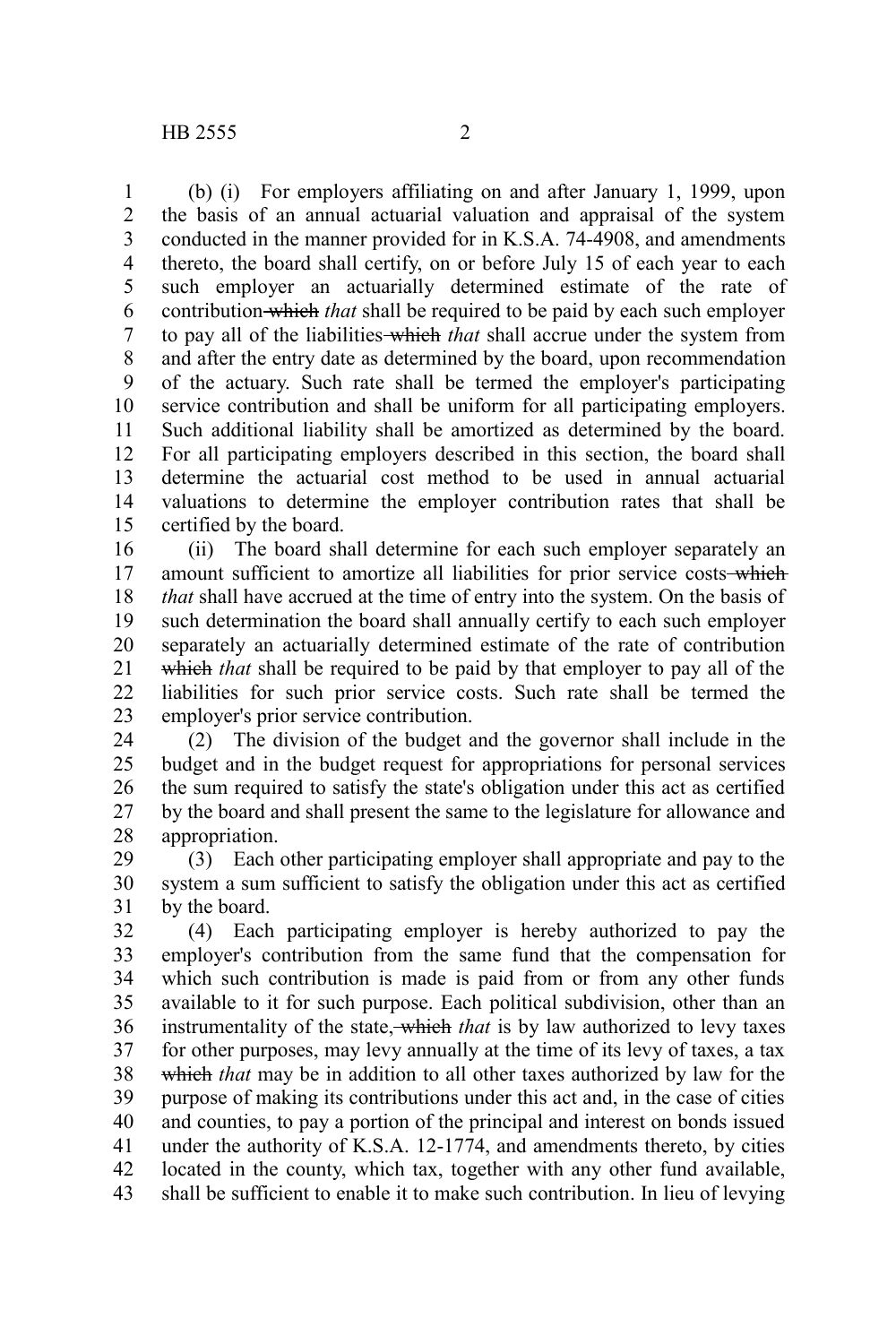(b) (i) For employers affiliating on and after January 1, 1999, upon the basis of an annual actuarial valuation and appraisal of the system conducted in the manner provided for in K.S.A. 74-4908, and amendments thereto, the board shall certify, on or before July 15 of each year to each such employer an actuarially determined estimate of the rate of contribution ~~which~~ *that* shall be required to be paid by each such employer to pay all of the liabilities ~~which~~ *that* shall accrue under the system from and after the entry date as determined by the board, upon recommendation of the actuary. Such rate shall be termed the employer's participating service contribution and shall be uniform for all participating employers. Such additional liability shall be amortized as determined by the board. For all participating employers described in this section, the board shall determine the actuarial cost method to be used in annual actuarial valuations to determine the employer contribution rates that shall be certified by the board.

(ii) The board shall determine for each such employer separately an amount sufficient to amortize all liabilities for prior service costs ~~which~~ *that* shall have accrued at the time of entry into the system. On the basis of such determination the board shall annually certify to each such employer separately an actuarially determined estimate of the rate of contribution ~~which~~ *that* shall be required to be paid by that employer to pay all of the liabilities for such prior service costs. Such rate shall be termed the employer's prior service contribution.

(2) The division of the budget and the governor shall include in the budget and in the budget request for appropriations for personal services the sum required to satisfy the state's obligation under this act as certified by the board and shall present the same to the legislature for allowance and appropriation.

(3) Each other participating employer shall appropriate and pay to the system a sum sufficient to satisfy the obligation under this act as certified by the board.

(4) Each participating employer is hereby authorized to pay the employer's contribution from the same fund that the compensation for which such contribution is made is paid from or from any other funds available to it for such purpose. Each political subdivision, other than an instrumentality of the state~~, which~~ *that* is by law authorized to levy taxes for other purposes, may levy annually at the time of its levy of taxes, a tax ~~which~~ *that* may be in addition to all other taxes authorized by law for the purpose of making its contributions under this act and, in the case of cities and counties, to pay a portion of the principal and interest on bonds issued under the authority of K.S.A. 12-1774, and amendments thereto, by cities located in the county, which tax, together with any other fund available, shall be sufficient to enable it to make such contribution. In lieu of levying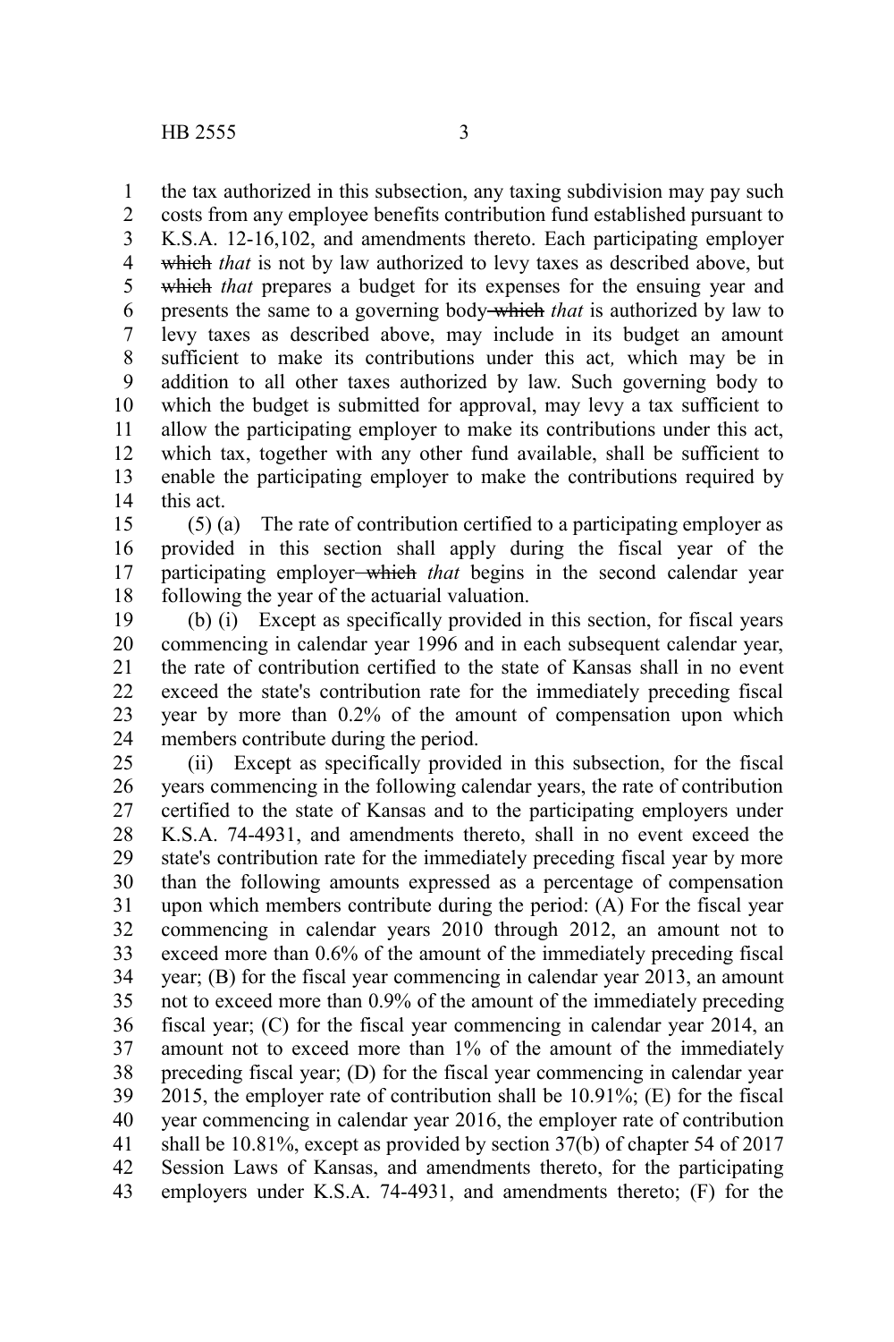the tax authorized in this subsection, any taxing subdivision may pay such costs from any employee benefits contribution fund established pursuant to K.S.A. 12-16,102, and amendments thereto. Each participating employer ~~which~~ *that* is not by law authorized to levy taxes as described above, but ~~which~~ *that* prepares a budget for its expenses for the ensuing year and presents the same to a governing body ~~which~~ *that* is authorized by law to levy taxes as described above, may include in its budget an amount sufficient to make its contributions under this act, which may be in addition to all other taxes authorized by law. Such governing body to which the budget is submitted for approval, may levy a tax sufficient to allow the participating employer to make its contributions under this act, which tax, together with any other fund available, shall be sufficient to enable the participating employer to make the contributions required by this act.

(5) (a) The rate of contribution certified to a participating employer as provided in this section shall apply during the fiscal year of the participating employer ~~which~~ *that* begins in the second calendar year following the year of the actuarial valuation.

(b) (i) Except as specifically provided in this section, for fiscal years commencing in calendar year 1996 and in each subsequent calendar year, the rate of contribution certified to the state of Kansas shall in no event exceed the state's contribution rate for the immediately preceding fiscal year by more than 0.2% of the amount of compensation upon which members contribute during the period.

(ii) Except as specifically provided in this subsection, for the fiscal years commencing in the following calendar years, the rate of contribution certified to the state of Kansas and to the participating employers under K.S.A. 74-4931, and amendments thereto, shall in no event exceed the state's contribution rate for the immediately preceding fiscal year by more than the following amounts expressed as a percentage of compensation upon which members contribute during the period: (A) For the fiscal year commencing in calendar years 2010 through 2012, an amount not to exceed more than 0.6% of the amount of the immediately preceding fiscal year; (B) for the fiscal year commencing in calendar year 2013, an amount not to exceed more than 0.9% of the amount of the immediately preceding fiscal year; (C) for the fiscal year commencing in calendar year 2014, an amount not to exceed more than 1% of the amount of the immediately preceding fiscal year; (D) for the fiscal year commencing in calendar year 2015, the employer rate of contribution shall be 10.91%; (E) for the fiscal year commencing in calendar year 2016, the employer rate of contribution shall be 10.81%, except as provided by section 37(b) of chapter 54 of 2017 Session Laws of Kansas, and amendments thereto, for the participating employers under K.S.A. 74-4931, and amendments thereto; (F) for the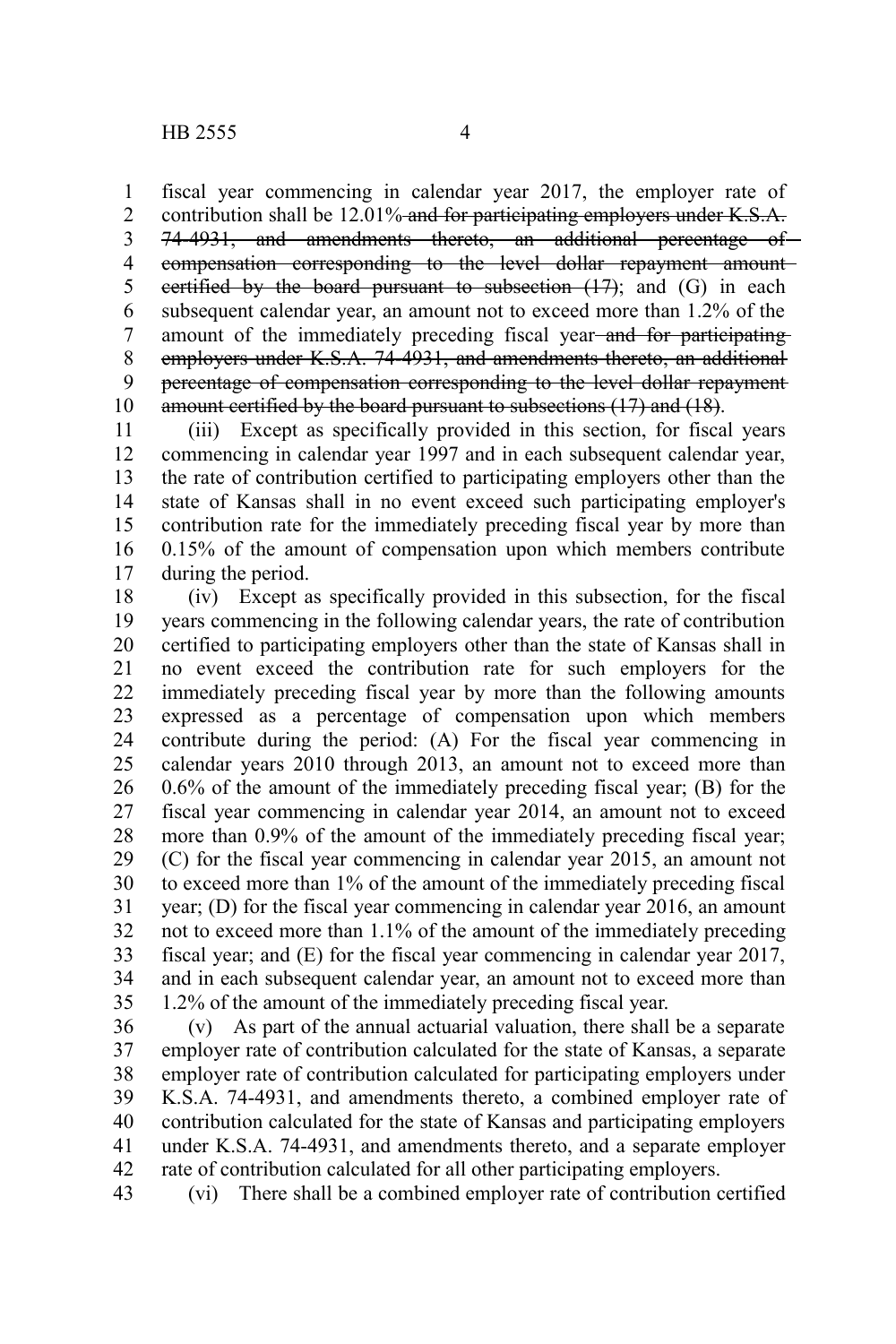fiscal year commencing in calendar year 2017, the employer rate of contribution shall be 12.01% ~~and for participating employers under K.S.A. 74-4931, and amendments thereto, an additional percentage of compensation corresponding to the level dollar repayment amount certified by the board pursuant to subsection (17)~~; and (G) in each subsequent calendar year, an amount not to exceed more than 1.2% of the amount of the immediately preceding fiscal year ~~and for participating employers under K.S.A. 74-4931, and amendments thereto, an additional percentage of compensation corresponding to the level dollar repayment amount certified by the board pursuant to subsections (17) and (18)~~.

(iii) Except as specifically provided in this section, for fiscal years commencing in calendar year 1997 and in each subsequent calendar year, the rate of contribution certified to participating employers other than the state of Kansas shall in no event exceed such participating employer's contribution rate for the immediately preceding fiscal year by more than 0.15% of the amount of compensation upon which members contribute during the period.

(iv) Except as specifically provided in this subsection, for the fiscal years commencing in the following calendar years, the rate of contribution certified to participating employers other than the state of Kansas shall in no event exceed the contribution rate for such employers for the immediately preceding fiscal year by more than the following amounts expressed as a percentage of compensation upon which members contribute during the period: (A) For the fiscal year commencing in calendar years 2010 through 2013, an amount not to exceed more than 0.6% of the amount of the immediately preceding fiscal year; (B) for the fiscal year commencing in calendar year 2014, an amount not to exceed more than 0.9% of the amount of the immediately preceding fiscal year; (C) for the fiscal year commencing in calendar year 2015, an amount not to exceed more than 1% of the amount of the immediately preceding fiscal year; (D) for the fiscal year commencing in calendar year 2016, an amount not to exceed more than 1.1% of the amount of the immediately preceding fiscal year; and (E) for the fiscal year commencing in calendar year 2017, and in each subsequent calendar year, an amount not to exceed more than 1.2% of the amount of the immediately preceding fiscal year.

(v) As part of the annual actuarial valuation, there shall be a separate employer rate of contribution calculated for the state of Kansas, a separate employer rate of contribution calculated for participating employers under K.S.A. 74-4931, and amendments thereto, a combined employer rate of contribution calculated for the state of Kansas and participating employers under K.S.A. 74-4931, and amendments thereto, and a separate employer rate of contribution calculated for all other participating employers.

(vi) There shall be a combined employer rate of contribution certified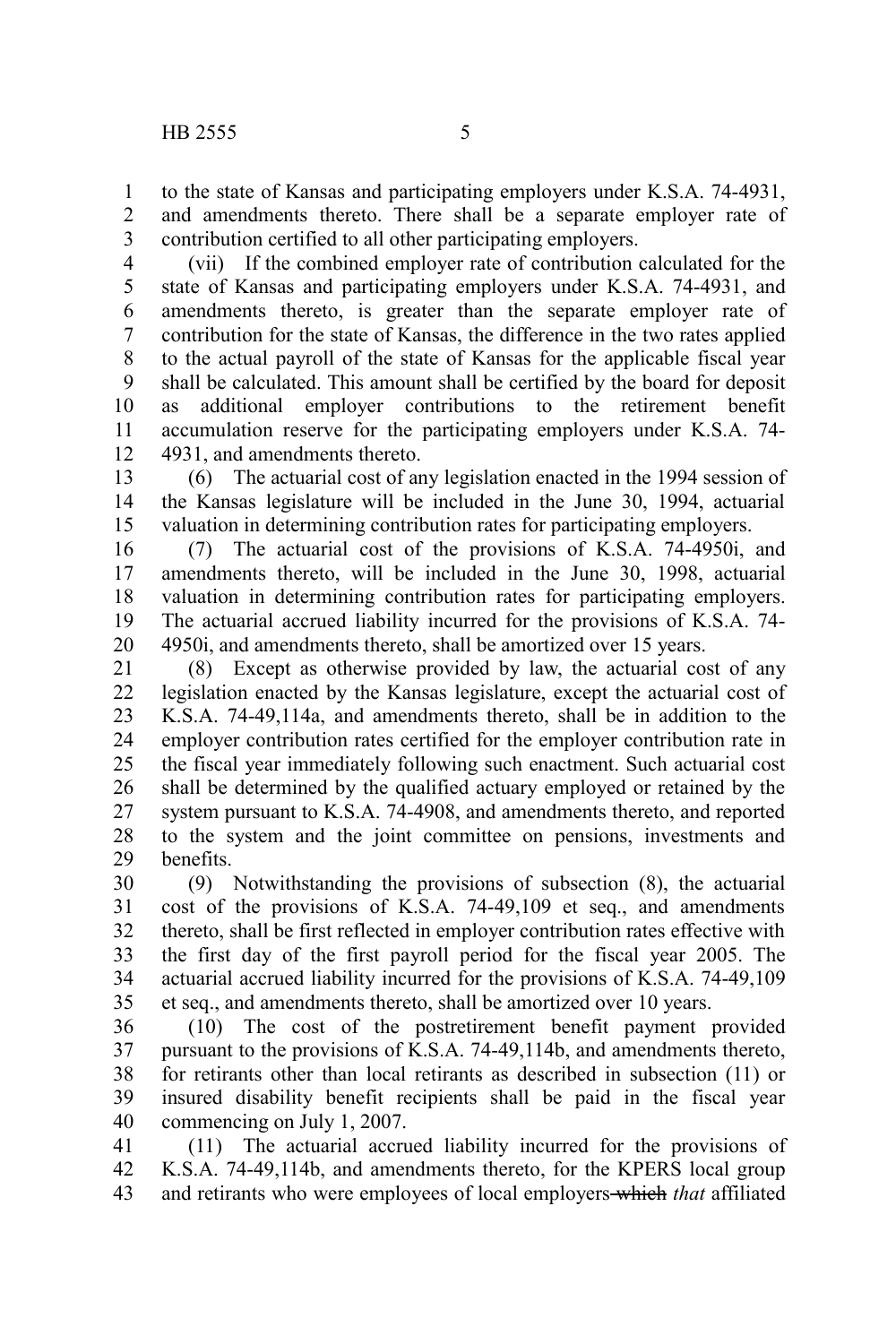to the state of Kansas and participating employers under K.S.A. 74-4931, and amendments thereto. There shall be a separate employer rate of contribution certified to all other participating employers.

(vii) If the combined employer rate of contribution calculated for the state of Kansas and participating employers under K.S.A. 74-4931, and amendments thereto, is greater than the separate employer rate of contribution for the state of Kansas, the difference in the two rates applied to the actual payroll of the state of Kansas for the applicable fiscal year shall be calculated. This amount shall be certified by the board for deposit as additional employer contributions to the retirement benefit accumulation reserve for the participating employers under K.S.A. 74-4931, and amendments thereto.

(6) The actuarial cost of any legislation enacted in the 1994 session of the Kansas legislature will be included in the June 30, 1994, actuarial valuation in determining contribution rates for participating employers.

(7) The actuarial cost of the provisions of K.S.A. 74-4950i, and amendments thereto, will be included in the June 30, 1998, actuarial valuation in determining contribution rates for participating employers. The actuarial accrued liability incurred for the provisions of K.S.A. 74-4950i, and amendments thereto, shall be amortized over 15 years.

(8) Except as otherwise provided by law, the actuarial cost of any legislation enacted by the Kansas legislature, except the actuarial cost of K.S.A. 74-49,114a, and amendments thereto, shall be in addition to the employer contribution rates certified for the employer contribution rate in the fiscal year immediately following such enactment. Such actuarial cost shall be determined by the qualified actuary employed or retained by the system pursuant to K.S.A. 74-4908, and amendments thereto, and reported to the system and the joint committee on pensions, investments and benefits.

(9) Notwithstanding the provisions of subsection (8), the actuarial cost of the provisions of K.S.A. 74-49,109 et seq., and amendments thereto, shall be first reflected in employer contribution rates effective with the first day of the first payroll period for the fiscal year 2005. The actuarial accrued liability incurred for the provisions of K.S.A. 74-49,109 et seq., and amendments thereto, shall be amortized over 10 years.

(10) The cost of the postretirement benefit payment provided pursuant to the provisions of K.S.A. 74-49,114b, and amendments thereto, for retirants other than local retirants as described in subsection (11) or insured disability benefit recipients shall be paid in the fiscal year commencing on July 1, 2007.

(11) The actuarial accrued liability incurred for the provisions of K.S.A. 74-49,114b, and amendments thereto, for the KPERS local group and retirants who were employees of local employers ~~which~~ *that* affiliated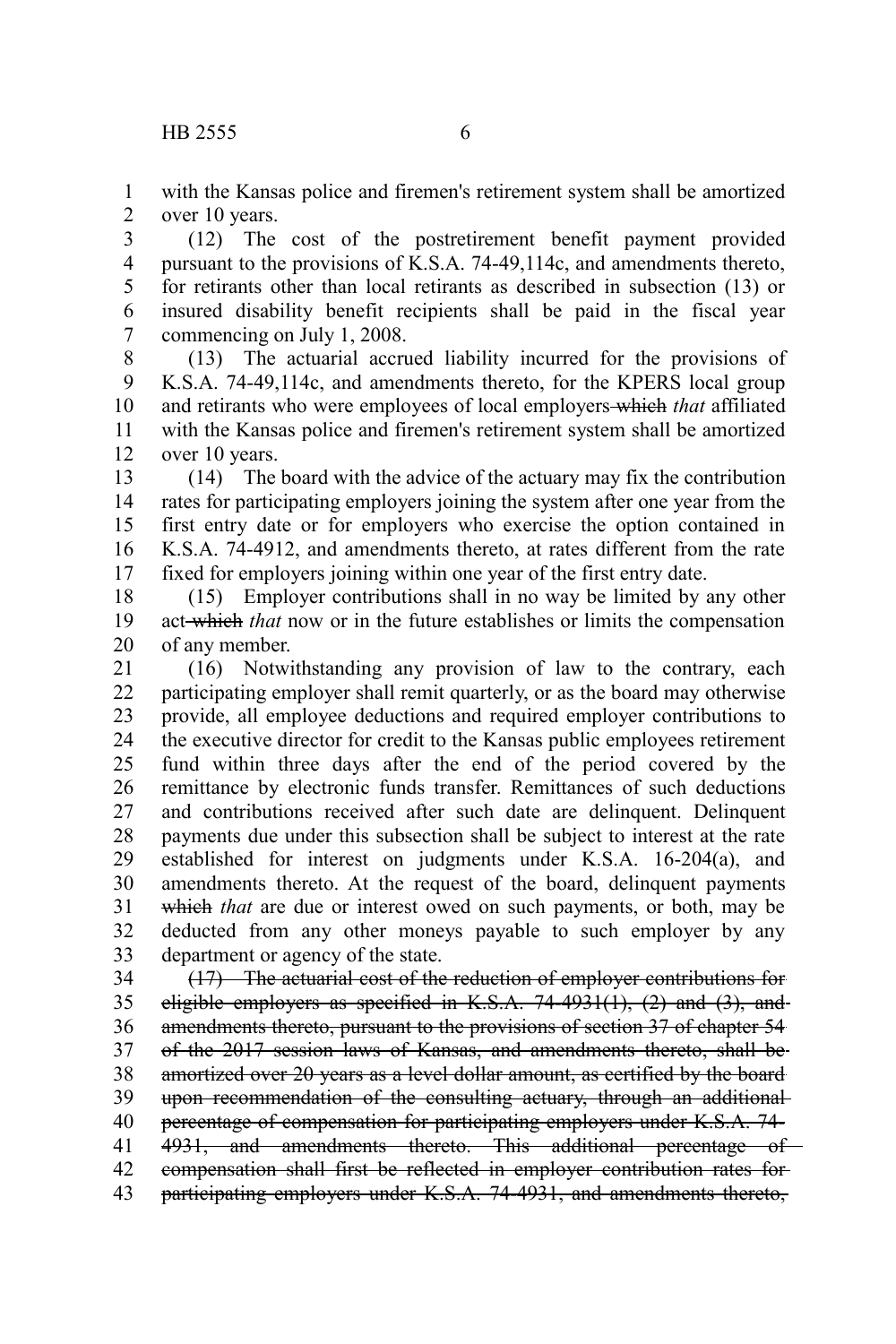with the Kansas police and firemen's retirement system shall be amortized over 10 years.

(12) The cost of the postretirement benefit payment provided pursuant to the provisions of K.S.A. 74-49,114c, and amendments thereto, for retirants other than local retirants as described in subsection (13) or insured disability benefit recipients shall be paid in the fiscal year commencing on July 1, 2008.

(13) The actuarial accrued liability incurred for the provisions of K.S.A. 74-49,114c, and amendments thereto, for the KPERS local group and retirants who were employees of local employers ~~which~~ *that* affiliated with the Kansas police and firemen's retirement system shall be amortized over 10 years.

(14) The board with the advice of the actuary may fix the contribution rates for participating employers joining the system after one year from the first entry date or for employers who exercise the option contained in K.S.A. 74-4912, and amendments thereto, at rates different from the rate fixed for employers joining within one year of the first entry date.

(15) Employer contributions shall in no way be limited by any other act ~~which~~ *that* now or in the future establishes or limits the compensation of any member.

(16) Notwithstanding any provision of law to the contrary, each participating employer shall remit quarterly, or as the board may otherwise provide, all employee deductions and required employer contributions to the executive director for credit to the Kansas public employees retirement fund within three days after the end of the period covered by the remittance by electronic funds transfer. Remittances of such deductions and contributions received after such date are delinquent. Delinquent payments due under this subsection shall be subject to interest at the rate established for interest on judgments under K.S.A. 16-204(a), and amendments thereto. At the request of the board, delinquent payments ~~which~~ *that* are due or interest owed on such payments, or both, may be deducted from any other moneys payable to such employer by any department or agency of the state.

~~(17) The actuarial cost of the reduction of employer contributions for eligible employers as specified in K.S.A. 74-4931(1), (2) and (3), and amendments thereto, pursuant to the provisions of section 37 of chapter 54 of the 2017 session laws of Kansas, and amendments thereto, shall be amortized over 20 years as a level dollar amount, as certified by the board upon recommendation of the consulting actuary, through an additional percentage of compensation for participating employers under K.S.A. 74-4931, and amendments thereto. This additional percentage of compensation shall first be reflected in employer contribution rates for participating employers under K.S.A. 74-4931, and amendments thereto,~~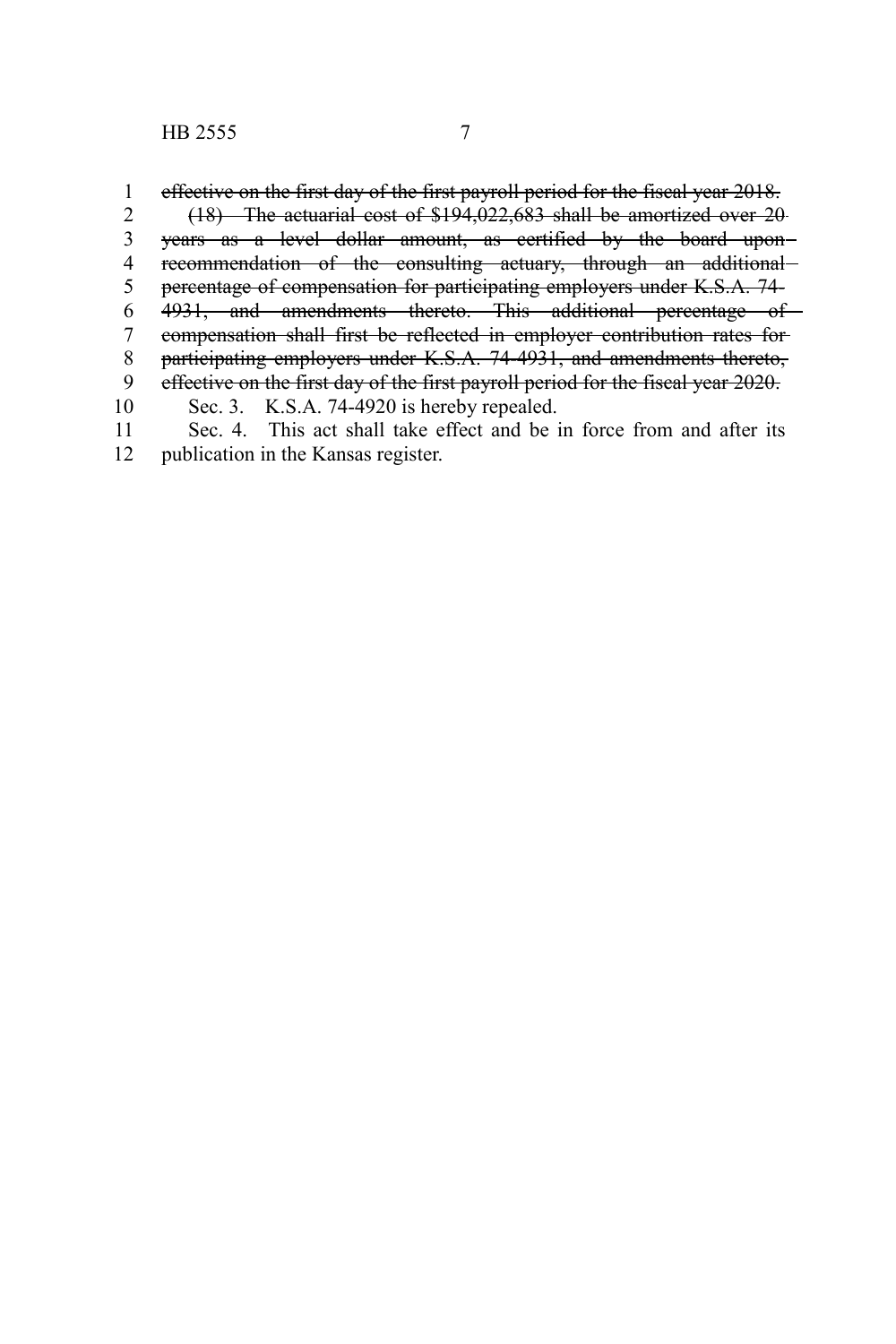~~effective on the first day of the first payroll period for the fiscal year 2018.~~

~~(18) The actuarial cost of $194,022,683 shall be amortized over 20 years as a level dollar amount, as certified by the board upon recommendation of the consulting actuary, through an additional percentage of compensation for participating employers under K.S.A. 74-4931, and amendments thereto. This additional percentage of compensation shall first be reflected in employer contribution rates for participating employers under K.S.A. 74-4931, and amendments thereto, effective on the first day of the first payroll period for the fiscal year 2020.~~

Sec. 3. K.S.A. 74-4920 is hereby repealed.

Sec. 4. This act shall take effect and be in force from and after its publication in the Kansas register.